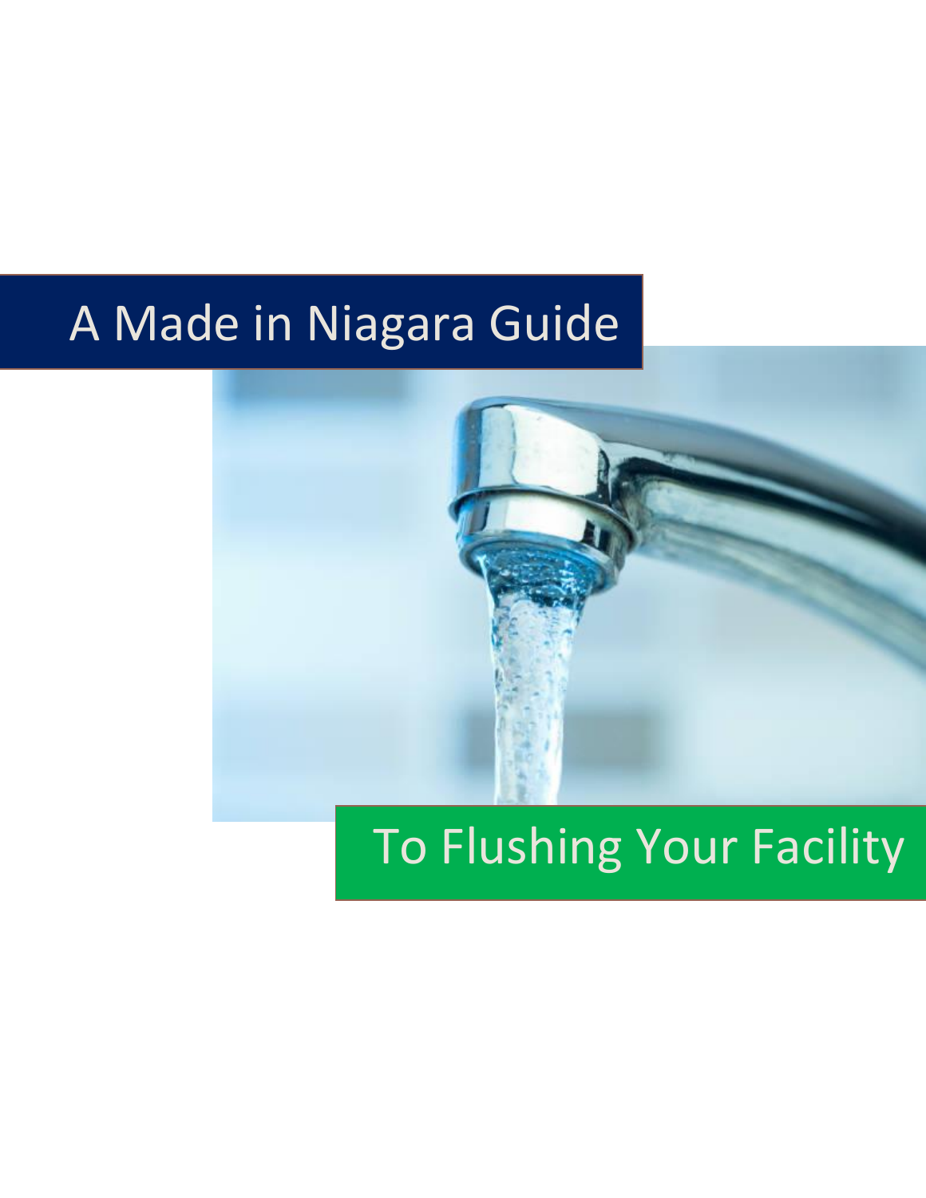# A Made in Niagara Guide

# To Flushing Your Facility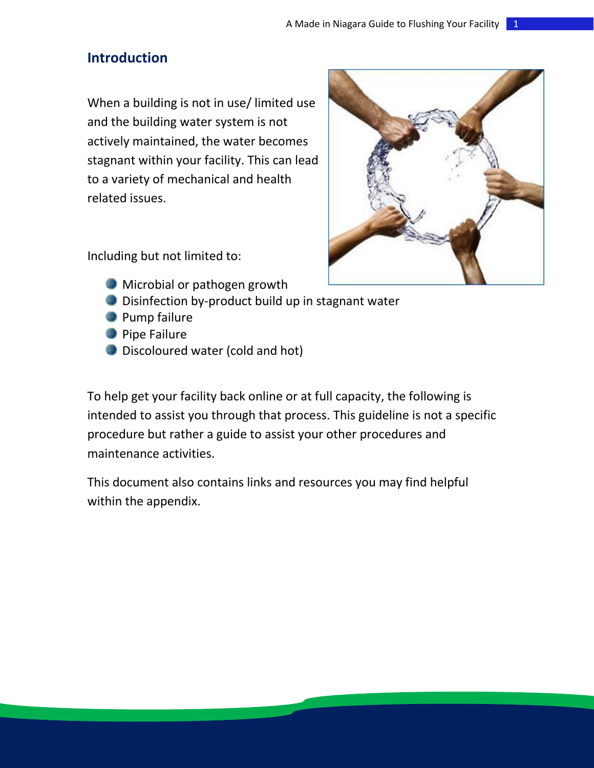## Introduction

When a building is not in use/ limited use and the building water system is not actively maintained, the water becomes stagnant within your facility. This can lead to a variety of mechanical and health related issues.

Including but not limited to:

- Microbial or pathogen growth
- Disinfection by-product build up in stagnant water
- Pump failure
- Pipe Failure
- Discoloured water (cold and hot)

To help get your facility back online or at full capacity, the following is intended to assist you through that process. This guideline is not a specific procedure but rather a guide to assist your other procedures and maintenance activities.

This document also contains links and resources you may find helpful within the appendix.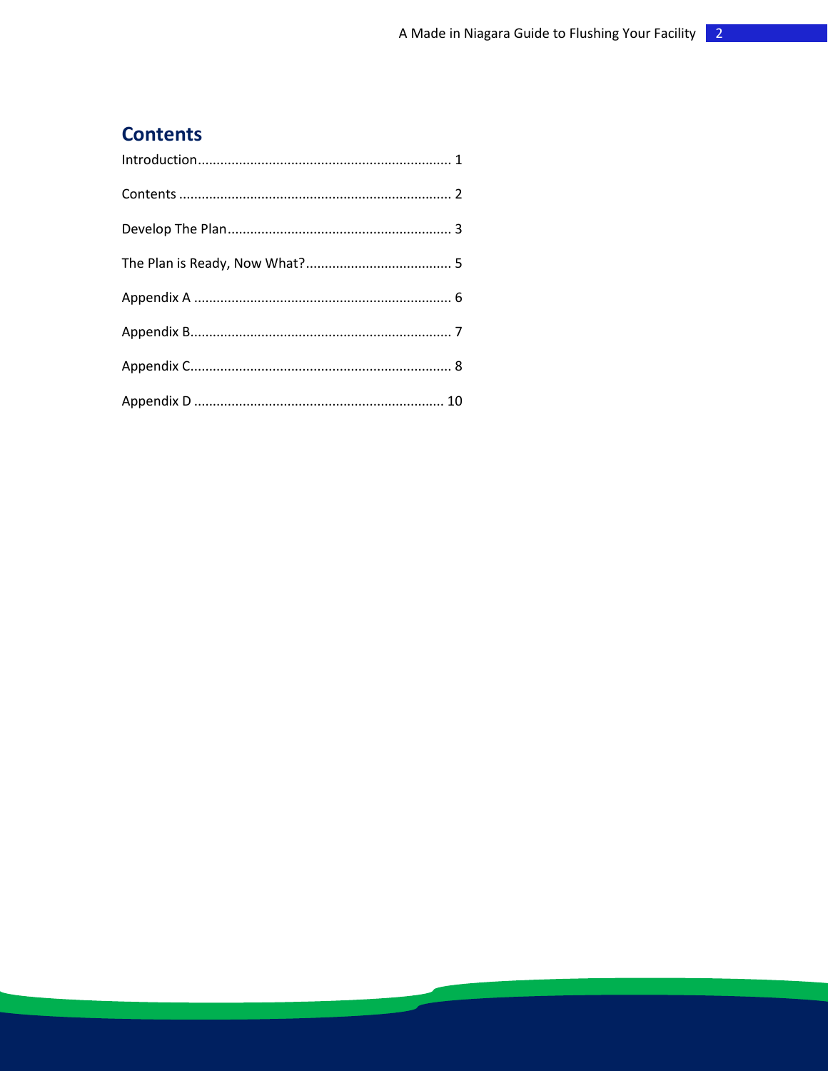## Contents

Introduction.................................................................... 1

Contents ........................................................................ 2

Develop The Plan........................................................... 3

The Plan is Ready, Now What?....................................... 5

Appendix A .................................................................... 6

Appendix B..................................................................... 7

Appendix C..................................................................... 8

Appendix D .................................................................. 10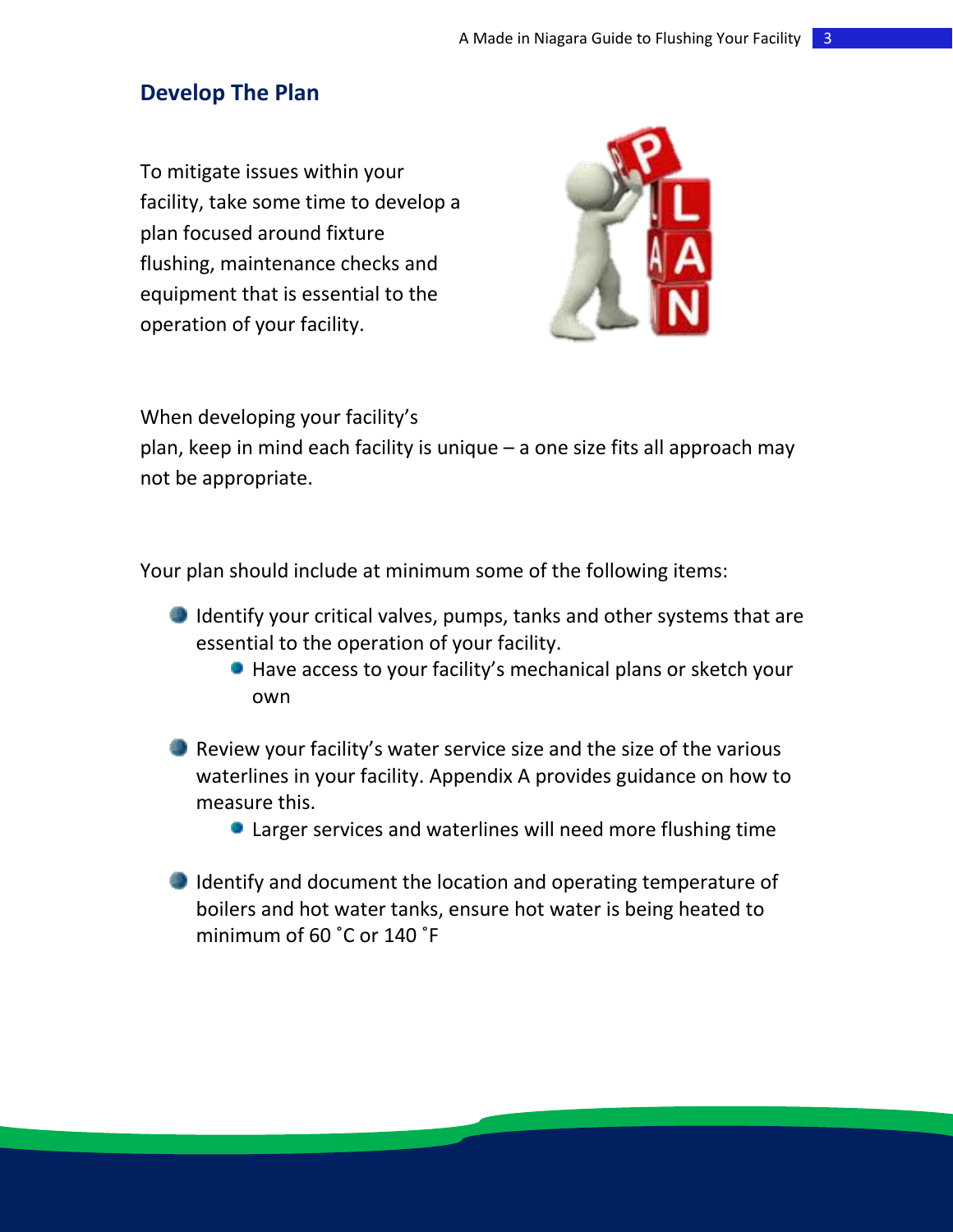## Develop The Plan

To mitigate issues within your facility, take some time to develop a plan focused around fixture flushing, maintenance checks and equipment that is essential to the operation of your facility.

When developing your facility's plan, keep in mind each facility is unique – a one size fits all approach may not be appropriate.

Your plan should include at minimum some of the following items:

- Identify your critical valves, pumps, tanks and other systems that are essential to the operation of your facility.
    - Have access to your facility's mechanical plans or sketch your own
- Review your facility's water service size and the size of the various waterlines in your facility. Appendix A provides guidance on how to measure this.
    - Larger services and waterlines will need more flushing time
- Identify and document the location and operating temperature of boilers and hot water tanks, ensure hot water is being heated to minimum of 60 ˚C or 140 ˚F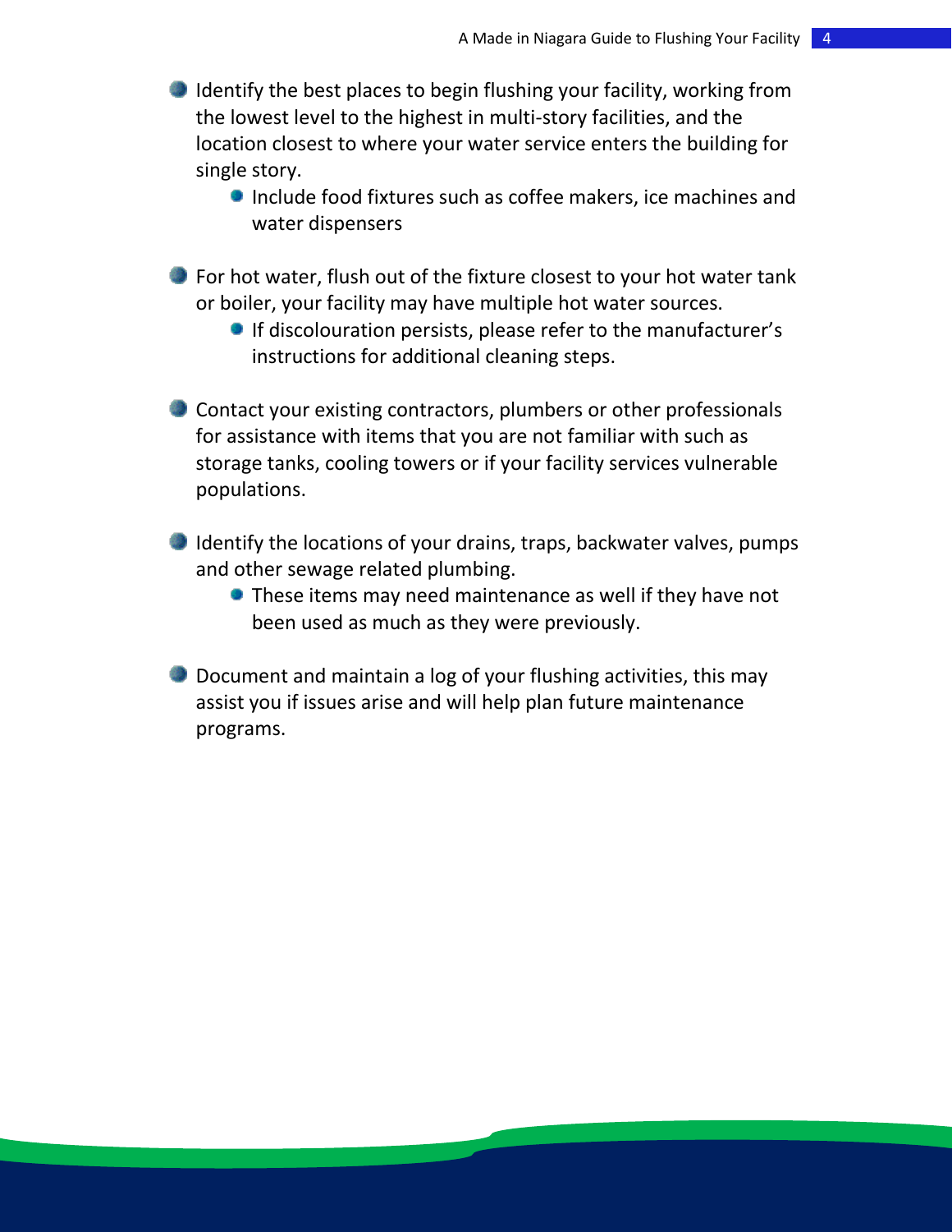- Identify the best places to begin flushing your facility, working from the lowest level to the highest in multi-story facilities, and the location closest to where your water service enters the building for single story.
  - Include food fixtures such as coffee makers, ice machines and water dispensers

- For hot water, flush out of the fixture closest to your hot water tank or boiler, your facility may have multiple hot water sources.
  - If discolouration persists, please refer to the manufacturer's instructions for additional cleaning steps.

- Contact your existing contractors, plumbers or other professionals for assistance with items that you are not familiar with such as storage tanks, cooling towers or if your facility services vulnerable populations.

- Identify the locations of your drains, traps, backwater valves, pumps and other sewage related plumbing.
  - These items may need maintenance as well if they have not been used as much as they were previously.

- Document and maintain a log of your flushing activities, this may assist you if issues arise and will help plan future maintenance programs.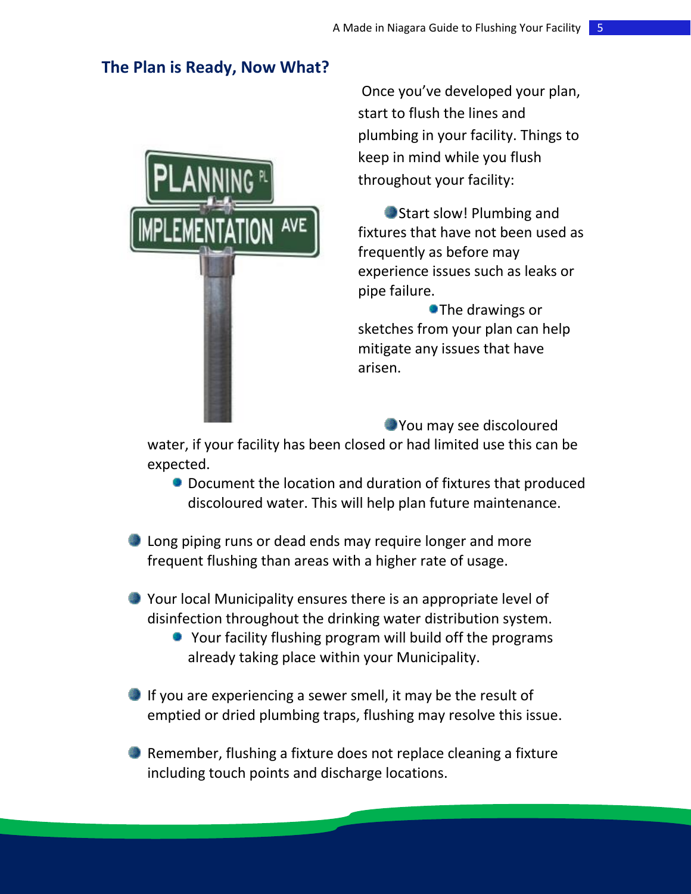## The Plan is Ready, Now What?

Once you've developed your plan, start to flush the lines and plumbing in your facility. Things to keep in mind while you flush throughout your facility:

- Start slow! Plumbing and fixtures that have not been used as frequently as before may experience issues such as leaks or pipe failure.
  - The drawings or sketches from your plan can help mitigate any issues that have arisen.
- You may see discoloured water, if your facility has been closed or had limited use this can be expected.
  - Document the location and duration of fixtures that produced discoloured water. This will help plan future maintenance.
- Long piping runs or dead ends may require longer and more frequent flushing than areas with a higher rate of usage.
- Your local Municipality ensures there is an appropriate level of disinfection throughout the drinking water distribution system.
  - Your facility flushing program will build off the programs already taking place within your Municipality.
- If you are experiencing a sewer smell, it may be the result of emptied or dried plumbing traps, flushing may resolve this issue.
- Remember, flushing a fixture does not replace cleaning a fixture including touch points and discharge locations.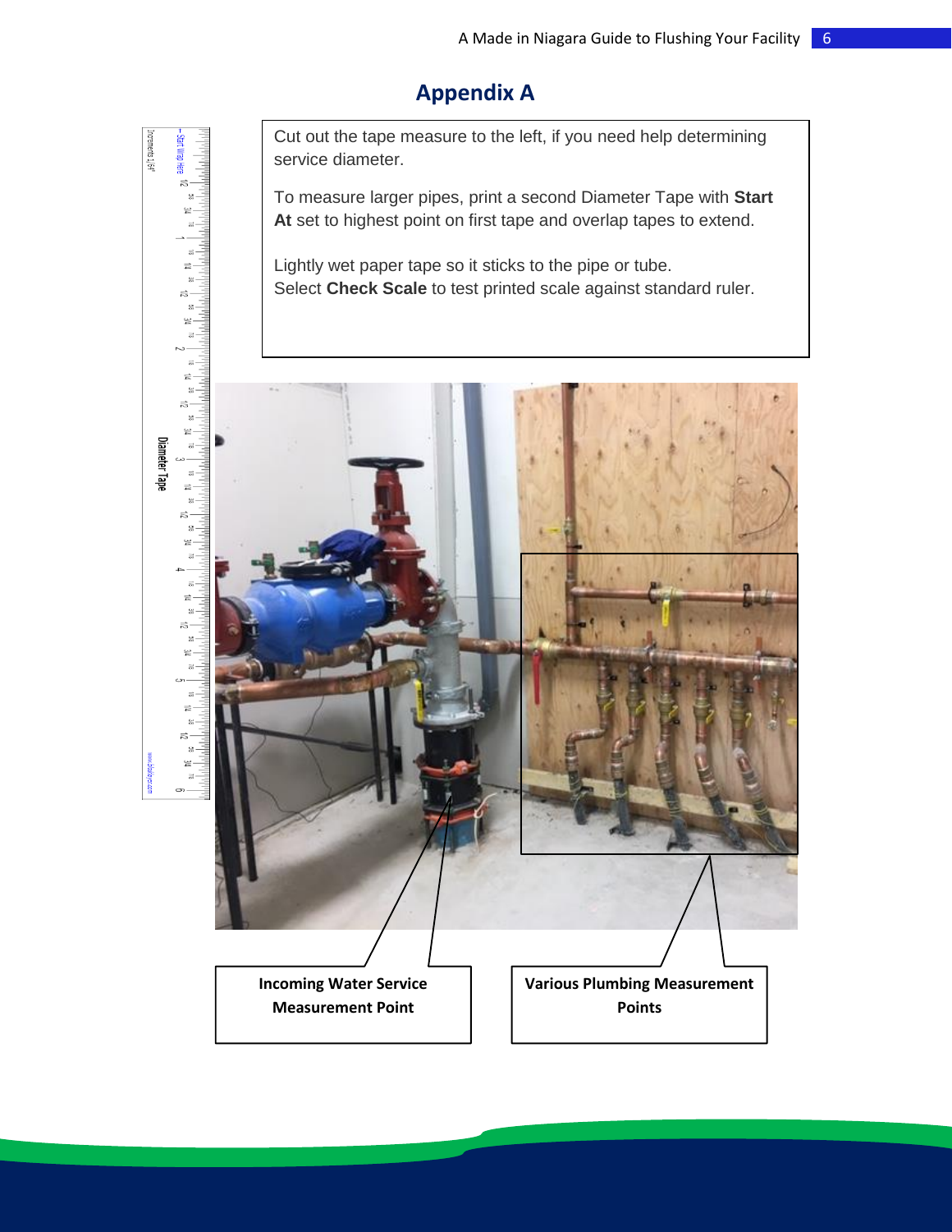# Appendix A

Cut out the tape measure to the left, if you need help determining service diameter.

To measure larger pipes, print a second Diameter Tape with **Start At** set to highest point on first tape and overlap tapes to extend.

Lightly wet paper tape so it sticks to the pipe or tube.
Select **Check Scale** to test printed scale against standard ruler.

**Incoming Water Service Measurement Point**

**Various Plumbing Measurement Points**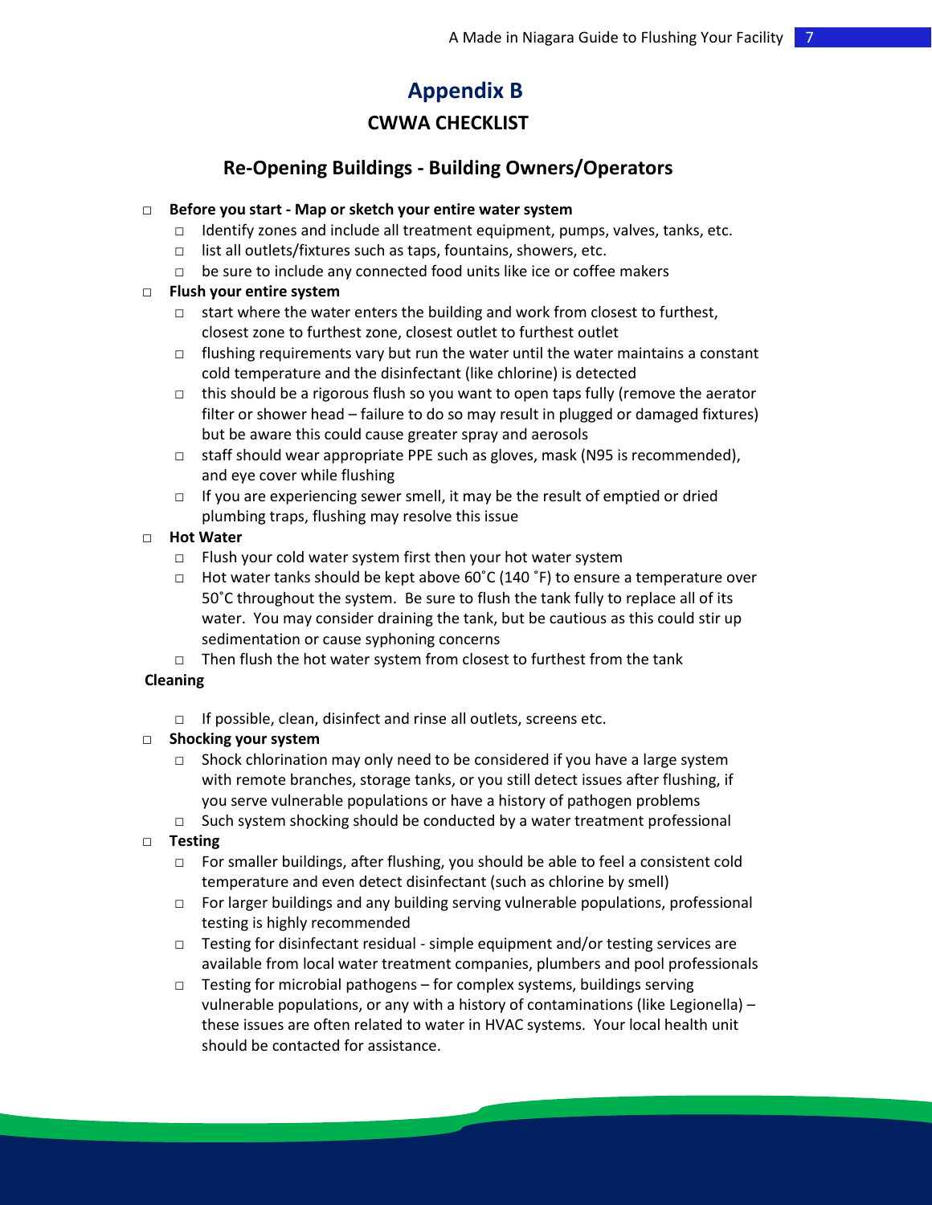# Appendix B

## CWWA CHECKLIST

### Re-Opening Buildings - Building Owners/Operators

- ☐ **Before you start - Map or sketch your entire water system**
  - ☐ Identify zones and include all treatment equipment, pumps, valves, tanks, etc.
  - ☐ list all outlets/fixtures such as taps, fountains, showers, etc.
  - ☐ be sure to include any connected food units like ice or coffee makers
- ☐ **Flush your entire system**
  - ☐ start where the water enters the building and work from closest to furthest, closest zone to furthest zone, closest outlet to furthest outlet
  - ☐ flushing requirements vary but run the water until the water maintains a constant cold temperature and the disinfectant (like chlorine) is detected
  - ☐ this should be a rigorous flush so you want to open taps fully (remove the aerator filter or shower head – failure to do so may result in plugged or damaged fixtures) but be aware this could cause greater spray and aerosols
  - ☐ staff should wear appropriate PPE such as gloves, mask (N95 is recommended), and eye cover while flushing
  - ☐ If you are experiencing sewer smell, it may be the result of emptied or dried plumbing traps, flushing may resolve this issue
- ☐ **Hot Water**
  - ☐ Flush your cold water system first then your hot water system
  - ☐ Hot water tanks should be kept above 60˚C (140 ˚F) to ensure a temperature over 50˚C throughout the system. Be sure to flush the tank fully to replace all of its water. You may consider draining the tank, but be cautious as this could stir up sedimentation or cause syphoning concerns
  - ☐ Then flush the hot water system from closest to furthest from the tank

**Cleaning**

  - ☐ If possible, clean, disinfect and rinse all outlets, screens etc.
- ☐ **Shocking your system**
  - ☐ Shock chlorination may only need to be considered if you have a large system with remote branches, storage tanks, or you still detect issues after flushing, if you serve vulnerable populations or have a history of pathogen problems
  - ☐ Such system shocking should be conducted by a water treatment professional
- ☐ **Testing**
  - ☐ For smaller buildings, after flushing, you should be able to feel a consistent cold temperature and even detect disinfectant (such as chlorine by smell)
  - ☐ For larger buildings and any building serving vulnerable populations, professional testing is highly recommended
  - ☐ Testing for disinfectant residual - simple equipment and/or testing services are available from local water treatment companies, plumbers and pool professionals
  - ☐ Testing for microbial pathogens – for complex systems, buildings serving vulnerable populations, or any with a history of contaminations (like Legionella) – these issues are often related to water in HVAC systems. Your local health unit should be contacted for assistance.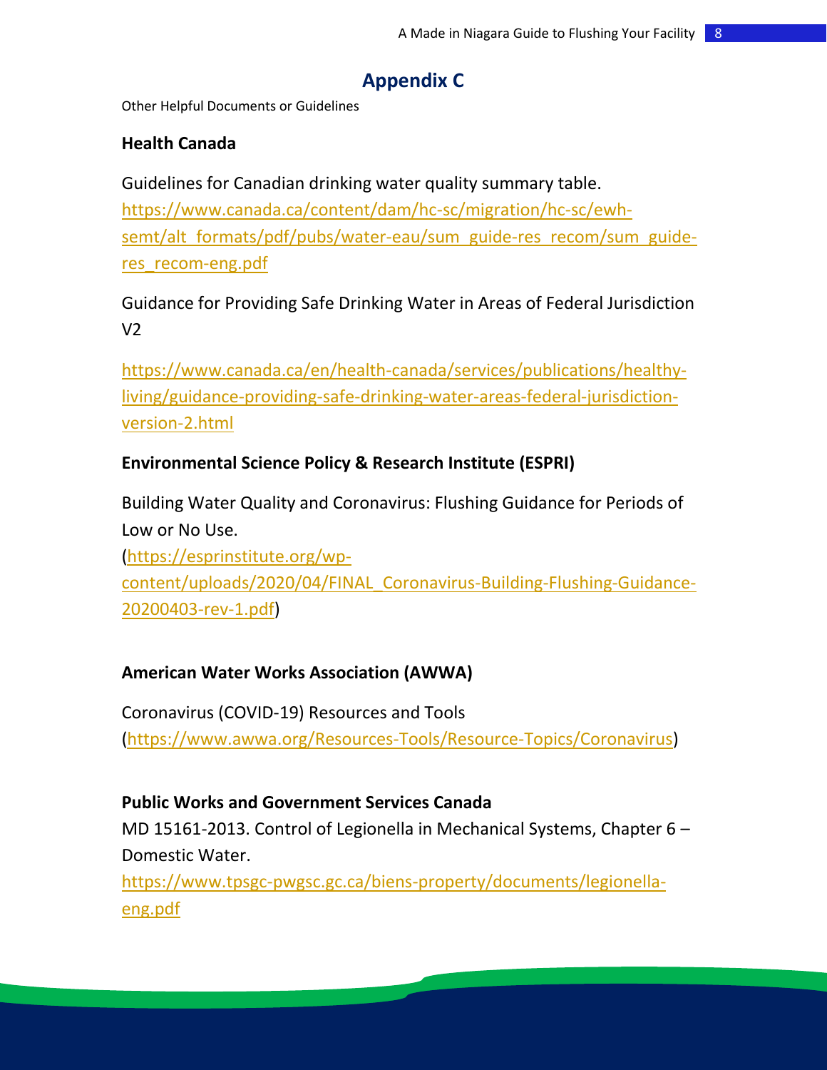# Appendix C

Other Helpful Documents or Guidelines

**Health Canada**

Guidelines for Canadian drinking water quality summary table.
https://www.canada.ca/content/dam/hc-sc/migration/hc-sc/ewh-semt/alt_formats/pdf/pubs/water-eau/sum_guide-res_recom/sum_guide-res_recom-eng.pdf

Guidance for Providing Safe Drinking Water in Areas of Federal Jurisdiction V2

https://www.canada.ca/en/health-canada/services/publications/healthy-living/guidance-providing-safe-drinking-water-areas-federal-jurisdiction-version-2.html

**Environmental Science Policy & Research Institute (ESPRI)**

Building Water Quality and Coronavirus: Flushing Guidance for Periods of Low or No Use.
(https://esprinstitute.org/wp-content/uploads/2020/04/FINAL_Coronavirus-Building-Flushing-Guidance-20200403-rev-1.pdf)

**American Water Works Association (AWWA)**

Coronavirus (COVID-19) Resources and Tools
(https://www.awwa.org/Resources-Tools/Resource-Topics/Coronavirus)

**Public Works and Government Services Canada**

MD 15161-2013. Control of Legionella in Mechanical Systems, Chapter 6 – Domestic Water.
https://www.tpsgc-pwgsc.gc.ca/biens-property/documents/legionella-eng.pdf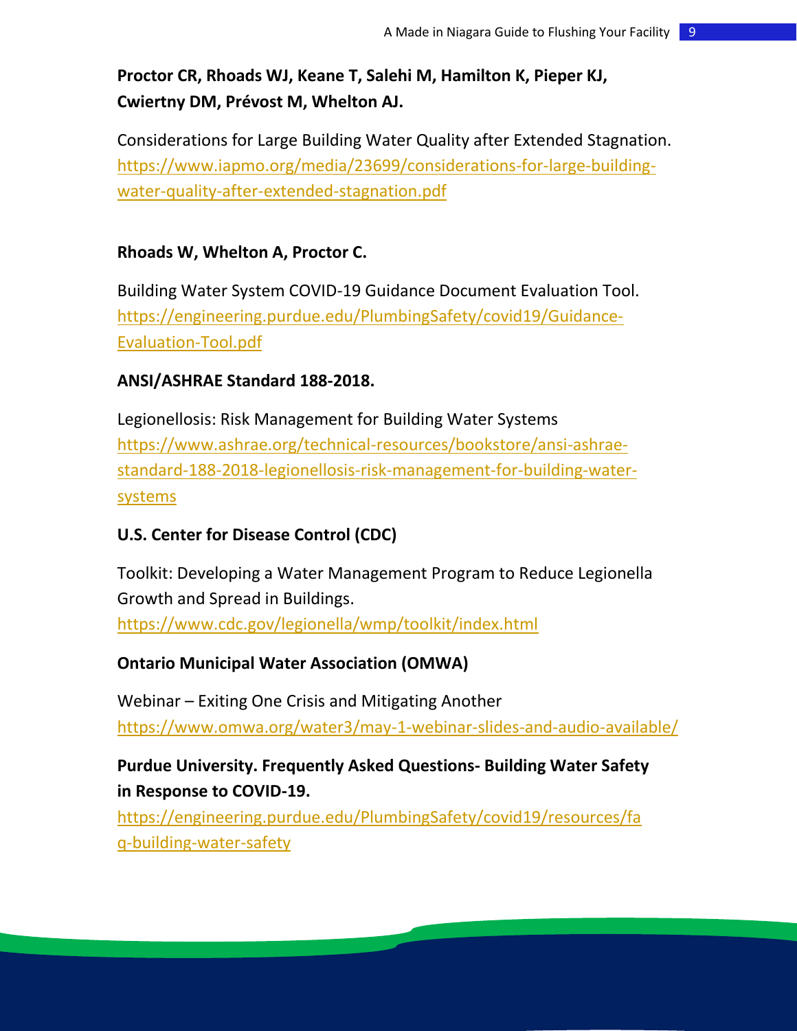**Proctor CR, Rhoads WJ, Keane T, Salehi M, Hamilton K, Pieper KJ, Cwiertny DM, Prévost M, Whelton AJ.**

Considerations for Large Building Water Quality after Extended Stagnation. https://www.iapmo.org/media/23699/considerations-for-large-building-water-quality-after-extended-stagnation.pdf

**Rhoads W, Whelton A, Proctor C.**

Building Water System COVID-19 Guidance Document Evaluation Tool. https://engineering.purdue.edu/PlumbingSafety/covid19/Guidance-Evaluation-Tool.pdf

**ANSI/ASHRAE Standard 188-2018.**

Legionellosis: Risk Management for Building Water Systems https://www.ashrae.org/technical-resources/bookstore/ansi-ashrae-standard-188-2018-legionellosis-risk-management-for-building-water-systems

**U.S. Center for Disease Control (CDC)**

Toolkit: Developing a Water Management Program to Reduce Legionella Growth and Spread in Buildings.
https://www.cdc.gov/legionella/wmp/toolkit/index.html

**Ontario Municipal Water Association (OMWA)**

Webinar – Exiting One Crisis and Mitigating Another
https://www.omwa.org/water3/may-1-webinar-slides-and-audio-available/

**Purdue University. Frequently Asked Questions- Building Water Safety in Response to COVID-19.**

https://engineering.purdue.edu/PlumbingSafety/covid19/resources/faq-building-water-safety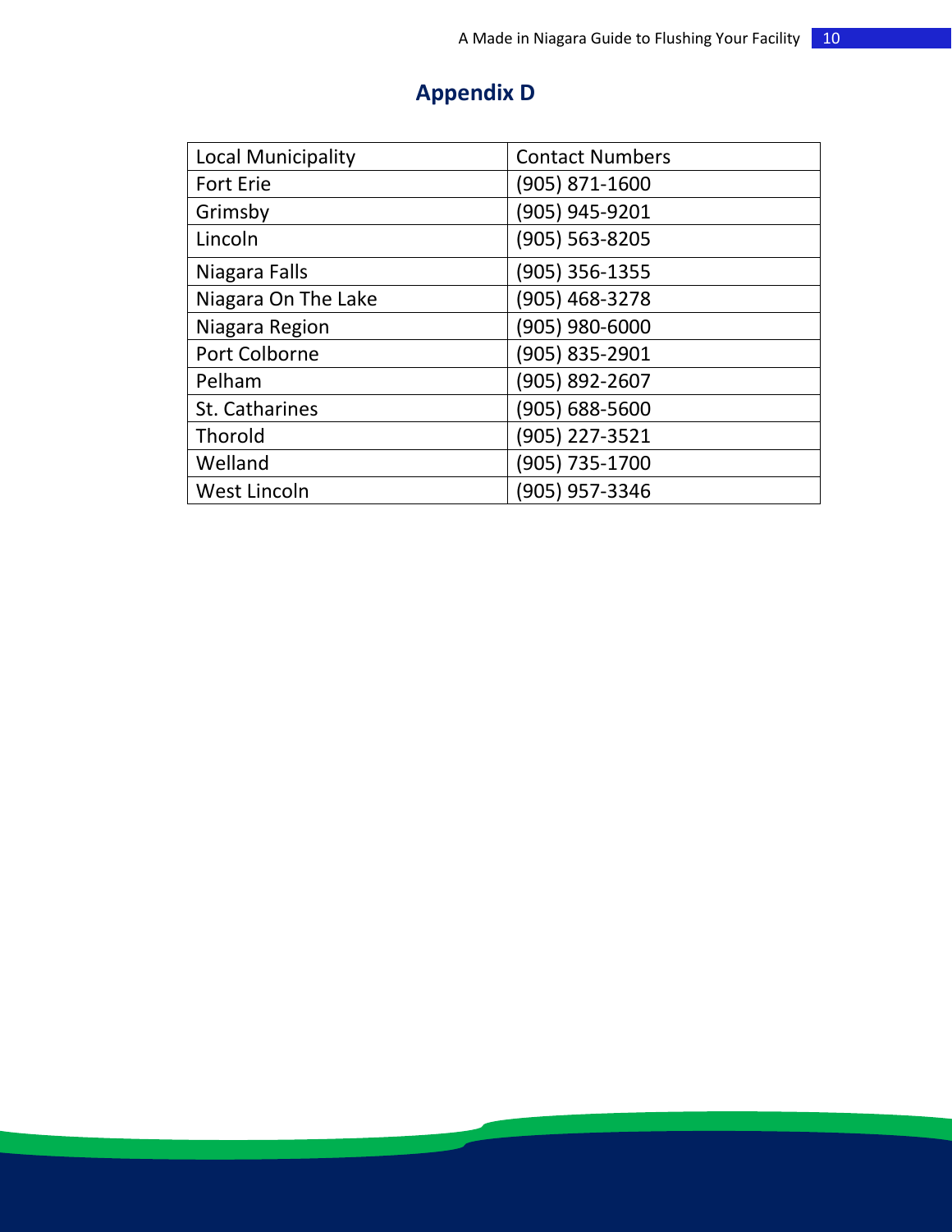# Appendix D

| Local Municipality | Contact Numbers |
|---|---|
| Fort Erie | (905) 871-1600 |
| Grimsby | (905) 945-9201 |
| Lincoln | (905) 563-8205 |
| Niagara Falls | (905) 356-1355 |
| Niagara On The Lake | (905) 468-3278 |
| Niagara Region | (905) 980-6000 |
| Port Colborne | (905) 835-2901 |
| Pelham | (905) 892-2607 |
| St. Catharines | (905) 688-5600 |
| Thorold | (905) 227-3521 |
| Welland | (905) 735-1700 |
| West Lincoln | (905) 957-3346 |